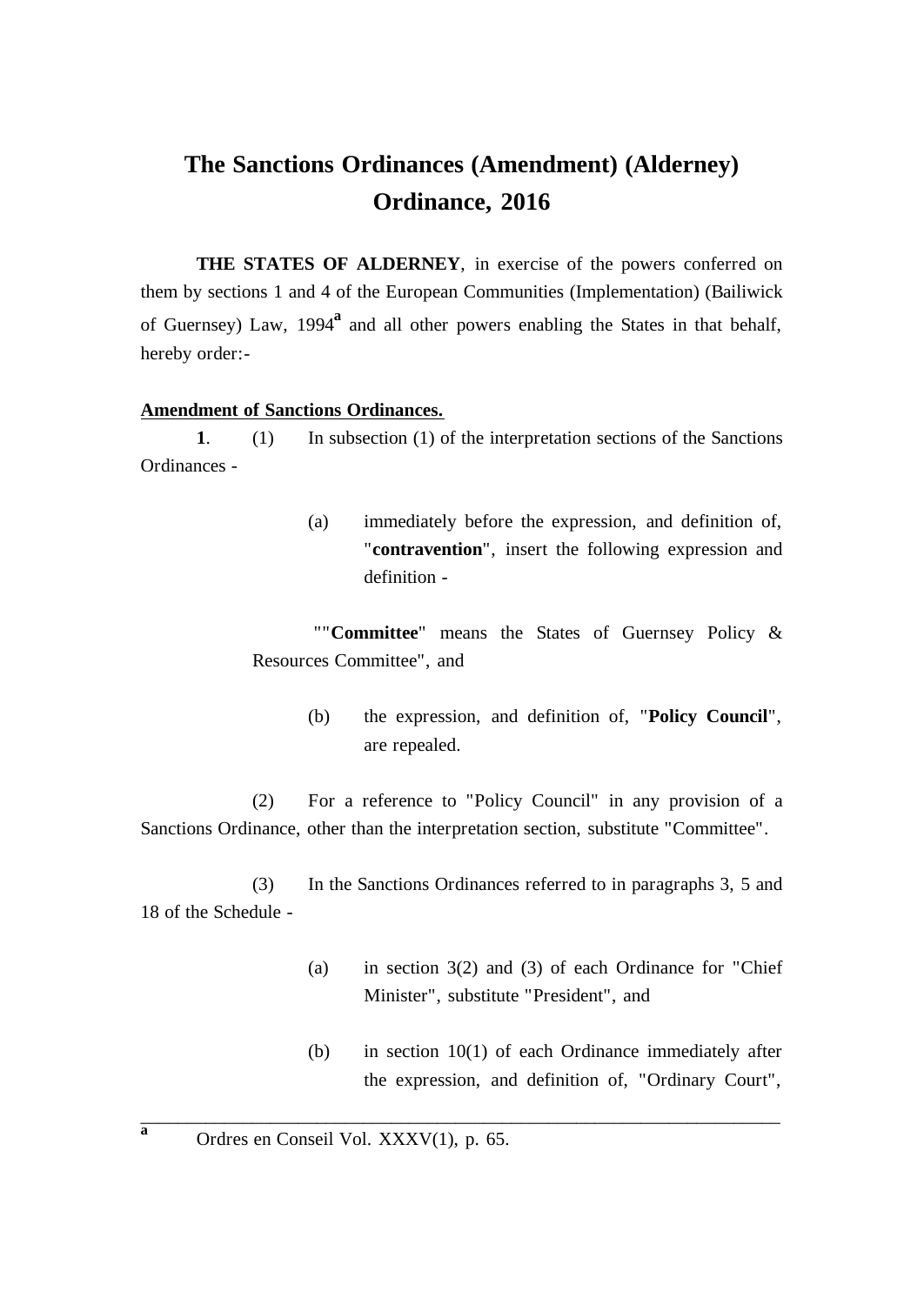# The Sanctions Ordinances (Amendment) (Alderney) Ordinance, 2016

**THE STATES OF ALDERNEY**, in exercise of the powers conferred on them by sections 1 and 4 of the European Communities (Implementation) (Bailiwick of Guernsey) Law, 1994[a] and all other powers enabling the States in that behalf, hereby order:-

**Amendment of Sanctions Ordinances.**

**1**. (1) In subsection (1) of the interpretation sections of the Sanctions Ordinances -

(a) immediately before the expression, and definition of, "**contravention**", insert the following expression and definition -

""**Committee**" means the States of Guernsey Policy & Resources Committee", and

(b) the expression, and definition of, "**Policy Council**", are repealed.

(2) For a reference to "Policy Council" in any provision of a Sanctions Ordinance, other than the interpretation section, substitute "Committee".

(3) In the Sanctions Ordinances referred to in paragraphs 3, 5 and 18 of the Schedule -

(a) in section 3(2) and (3) of each Ordinance for "Chief Minister", substitute "President", and

(b) in section 10(1) of each Ordinance immediately after the expression, and definition of, "Ordinary Court",

---

[a] Ordres en Conseil Vol. XXXV(1), p. 65.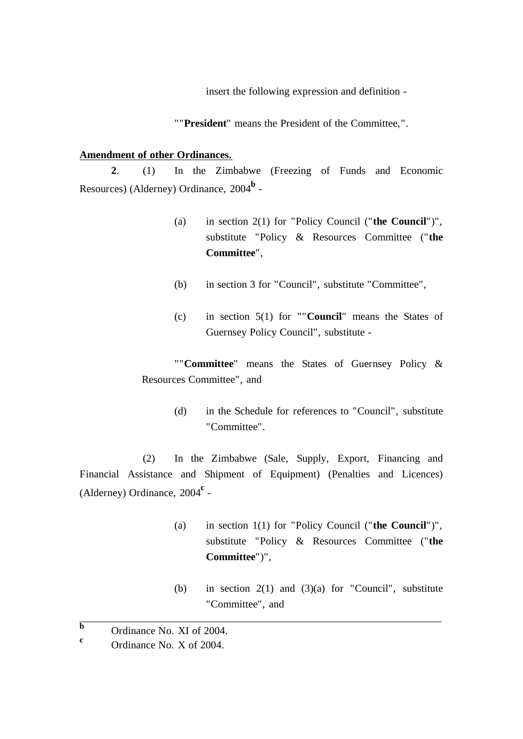insert the following expression and definition -

""**President**" means the President of the Committee,".

**Amendment of other Ordinances.**

**2**. (1) In the Zimbabwe (Freezing of Funds and Economic Resources) (Alderney) Ordinance, 2004[b] -

(a) in section 2(1) for "Policy Council ("**the Council**")", substitute "Policy & Resources Committee ("**the Committee**",

(b) in section 3 for "Council", substitute "Committee",

(c) in section 5(1) for ""**Council**" means the States of Guernsey Policy Council", substitute -

""**Committee**" means the States of Guernsey Policy & Resources Committee", and

(d) in the Schedule for references to "Council", substitute "Committee".

(2) In the Zimbabwe (Sale, Supply, Export, Financing and Financial Assistance and Shipment of Equipment) (Penalties and Licences) (Alderney) Ordinance, 2004[c] -

(a) in section 1(1) for "Policy Council ("**the Council**")", substitute "Policy & Resources Committee ("**the Committee**")",

(b) in section 2(1) and (3)(a) for "Council", substitute "Committee", and

---

[b] Ordinance No. XI of 2004.

[c] Ordinance No. X of 2004.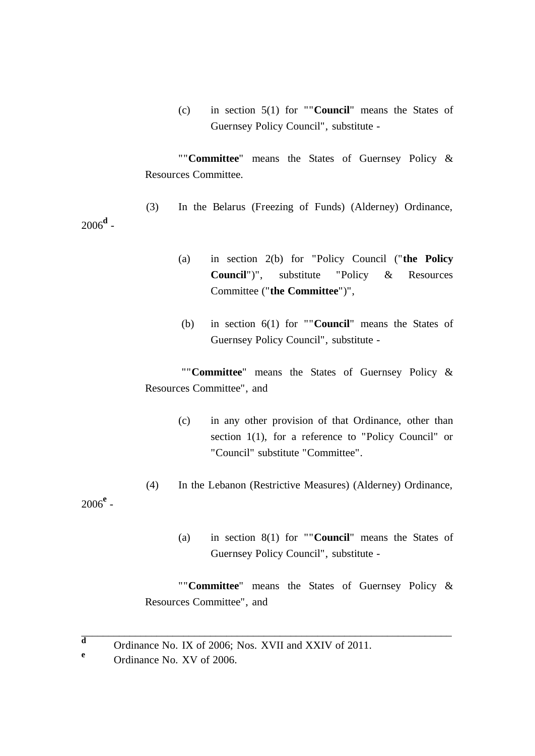(c) in section 5(1) for ""**Council**" means the States of Guernsey Policy Council", substitute -

""**Committee**" means the States of Guernsey Policy & Resources Committee.

(3) In the Belarus (Freezing of Funds) (Alderney) Ordinance, 2006[d] -

(a) in section 2(b) for "Policy Council ("**the Policy Council**")", substitute "Policy & Resources Committee ("**the Committee**")",

(b) in section 6(1) for ""**Council**" means the States of Guernsey Policy Council", substitute -

""**Committee**" means the States of Guernsey Policy & Resources Committee", and

(c) in any other provision of that Ordinance, other than section 1(1), for a reference to "Policy Council" or "Council" substitute "Committee".

(4) In the Lebanon (Restrictive Measures) (Alderney) Ordinance, 2006[e] -

(a) in section 8(1) for ""**Council**" means the States of Guernsey Policy Council", substitute -

""**Committee**" means the States of Guernsey Policy & Resources Committee", and

---

[d] Ordinance No. IX of 2006; Nos. XVII and XXIV of 2011.

[e] Ordinance No. XV of 2006.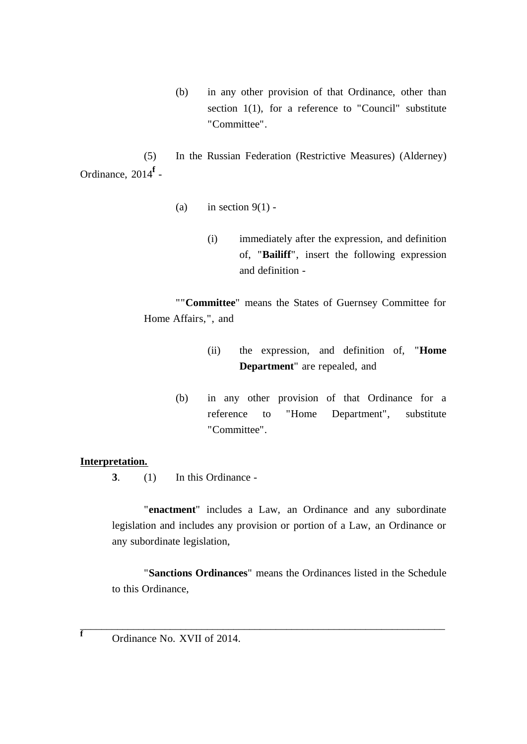(b) in any other provision of that Ordinance, other than section 1(1), for a reference to "Council" substitute "Committee".

(5) In the Russian Federation (Restrictive Measures) (Alderney) Ordinance, 2014[f] -

(a) in section 9(1) -

(i) immediately after the expression, and definition of, "**Bailiff**", insert the following expression and definition -

""**Committee**" means the States of Guernsey Committee for Home Affairs,", and

(ii) the expression, and definition of, "**Home Department**" are repealed, and

(b) in any other provision of that Ordinance for a reference to "Home Department", substitute "Committee".

**Interpretation.**

**3**. (1) In this Ordinance -

"**enactment**" includes a Law, an Ordinance and any subordinate legislation and includes any provision or portion of a Law, an Ordinance or any subordinate legislation,

"**Sanctions Ordinances**" means the Ordinances listed in the Schedule to this Ordinance,

---

[f] Ordinance No. XVII of 2014.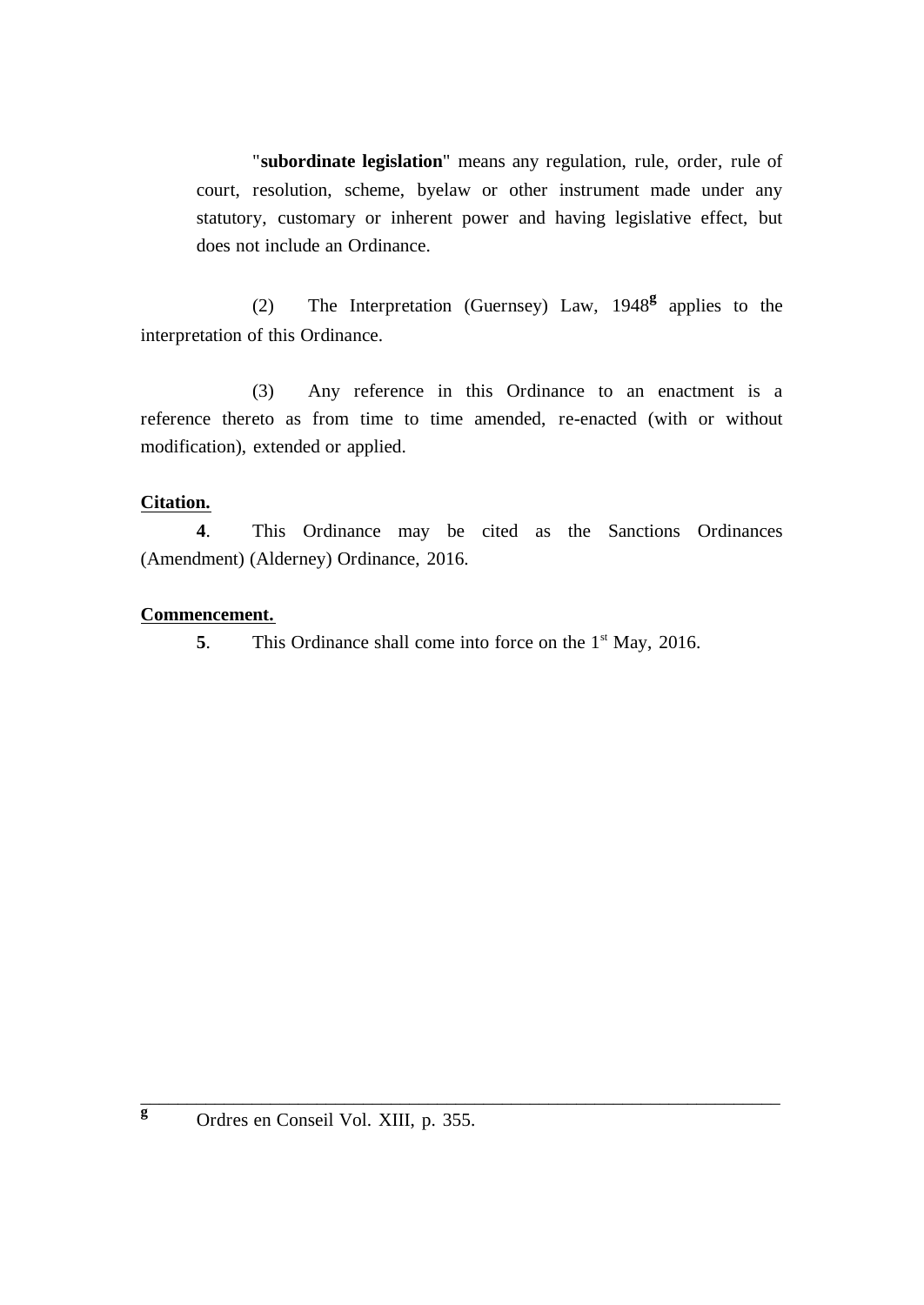"**subordinate legislation**" means any regulation, rule, order, rule of court, resolution, scheme, byelaw or other instrument made under any statutory, customary or inherent power and having legislative effect, but does not include an Ordinance.

(2) The Interpretation (Guernsey) Law, 1948[g] applies to the interpretation of this Ordinance.

(3) Any reference in this Ordinance to an enactment is a reference thereto as from time to time amended, re-enacted (with or without modification), extended or applied.

**Citation.**

**4**. This Ordinance may be cited as the Sanctions Ordinances (Amendment) (Alderney) Ordinance, 2016.

**Commencement.**

**5**. This Ordinance shall come into force on the 1st May, 2016.

---

[g] Ordres en Conseil Vol. XIII, p. 355.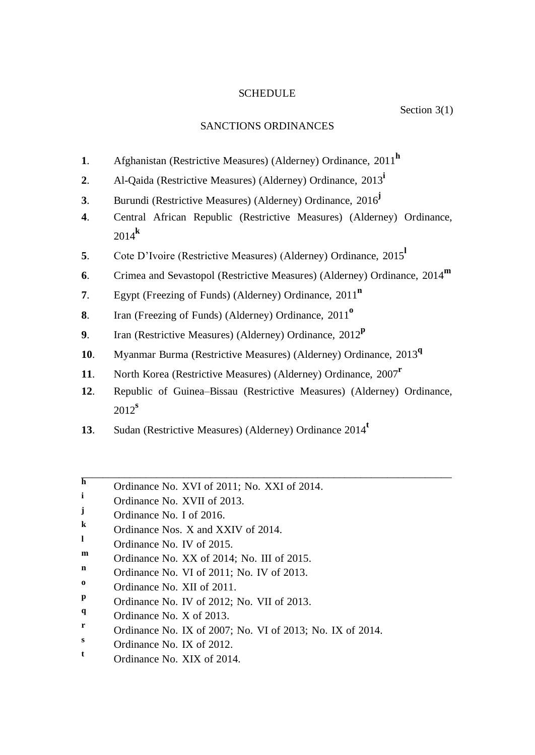# SCHEDULE

Section 3(1)

## SANCTIONS ORDINANCES

**1**. Afghanistan (Restrictive Measures) (Alderney) Ordinance, 2011[h]

**2**. Al-Qaida (Restrictive Measures) (Alderney) Ordinance, 2013[i]

**3**. Burundi (Restrictive Measures) (Alderney) Ordinance, 2016[j]

**4**. Central African Republic (Restrictive Measures) (Alderney) Ordinance, 2014[k]

**5**. Cote D'Ivoire (Restrictive Measures) (Alderney) Ordinance, 2015[l]

**6**. Crimea and Sevastopol (Restrictive Measures) (Alderney) Ordinance, 2014[m]

**7**. Egypt (Freezing of Funds) (Alderney) Ordinance, 2011[n]

**8**. Iran (Freezing of Funds) (Alderney) Ordinance, 2011[o]

**9**. Iran (Restrictive Measures) (Alderney) Ordinance, 2012[p]

**10**. Myanmar Burma (Restrictive Measures) (Alderney) Ordinance, 2013[q]

**11**. North Korea (Restrictive Measures) (Alderney) Ordinance, 2007[r]

**12**. Republic of Guinea–Bissau (Restrictive Measures) (Alderney) Ordinance, 2012[s]

**13**. Sudan (Restrictive Measures) (Alderney) Ordinance 2014[t]

---

[h] Ordinance No. XVI of 2011; No. XXI of 2014.
[i] Ordinance No. XVII of 2013.
[j] Ordinance No. I of 2016.
[k] Ordinance Nos. X and XXIV of 2014.
[l] Ordinance No. IV of 2015.
[m] Ordinance No. XX of 2014; No. III of 2015.
[n] Ordinance No. VI of 2011; No. IV of 2013.
[o] Ordinance No. XII of 2011.
[p] Ordinance No. IV of 2012; No. VII of 2013.
[q] Ordinance No. X of 2013.
[r] Ordinance No. IX of 2007; No. VI of 2013; No. IX of 2014.
[s] Ordinance No. IX of 2012.
[t] Ordinance No. XIX of 2014.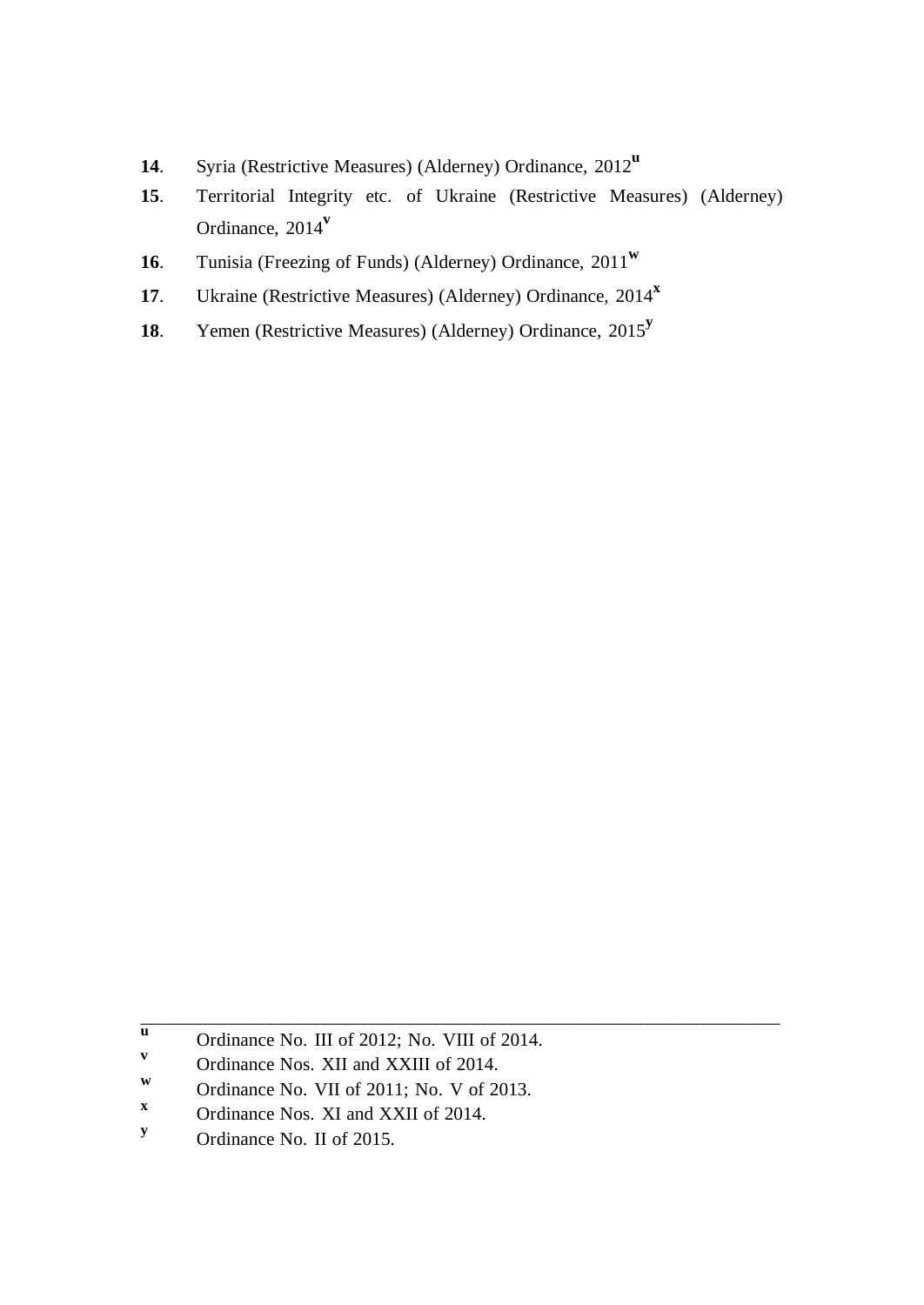**14**. Syria (Restrictive Measures) (Alderney) Ordinance, 2012[u]

**15**. Territorial Integrity etc. of Ukraine (Restrictive Measures) (Alderney) Ordinance, 2014[v]

**16**. Tunisia (Freezing of Funds) (Alderney) Ordinance, 2011[w]

**17**. Ukraine (Restrictive Measures) (Alderney) Ordinance, 2014[x]

**18**. Yemen (Restrictive Measures) (Alderney) Ordinance, 2015[y]

---

[u] Ordinance No. III of 2012; No. VIII of 2014.

[v] Ordinance Nos. XII and XXIII of 2014.

[w] Ordinance No. VII of 2011; No. V of 2013.

[x] Ordinance Nos. XI and XXII of 2014.

[y] Ordinance No. II of 2015.